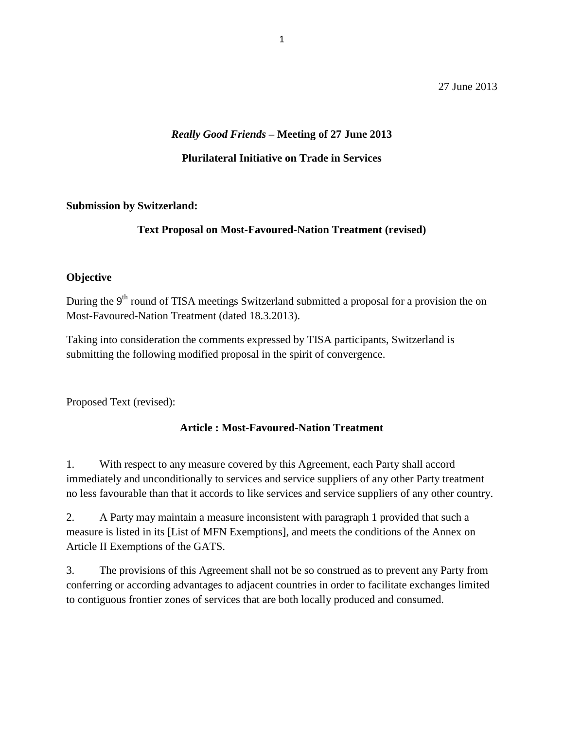27 June 2013

## *Really Good Friends* – Meeting of 27 June 2013

## Plurilateral Initiative on Trade in Services

**Submission by Switzerland:**

### Text Proposal on Most-Favoured-Nation Treatment (revised)

**Objective**

During the 9th round of TISA meetings Switzerland submitted a proposal for a provision the on Most-Favoured-Nation Treatment (dated 18.3.2013).

Taking into consideration the comments expressed by TISA participants, Switzerland is submitting the following modified proposal in the spirit of convergence.

Proposed Text (revised):

**Article : Most-Favoured-Nation Treatment**

1. With respect to any measure covered by this Agreement, each Party shall accord immediately and unconditionally to services and service suppliers of any other Party treatment no less favourable than that it accords to like services and service suppliers of any other country.

2. A Party may maintain a measure inconsistent with paragraph 1 provided that such a measure is listed in its [List of MFN Exemptions], and meets the conditions of the Annex on Article II Exemptions of the GATS.

3. The provisions of this Agreement shall not be so construed as to prevent any Party from conferring or according advantages to adjacent countries in order to facilitate exchanges limited to contiguous frontier zones of services that are both locally produced and consumed.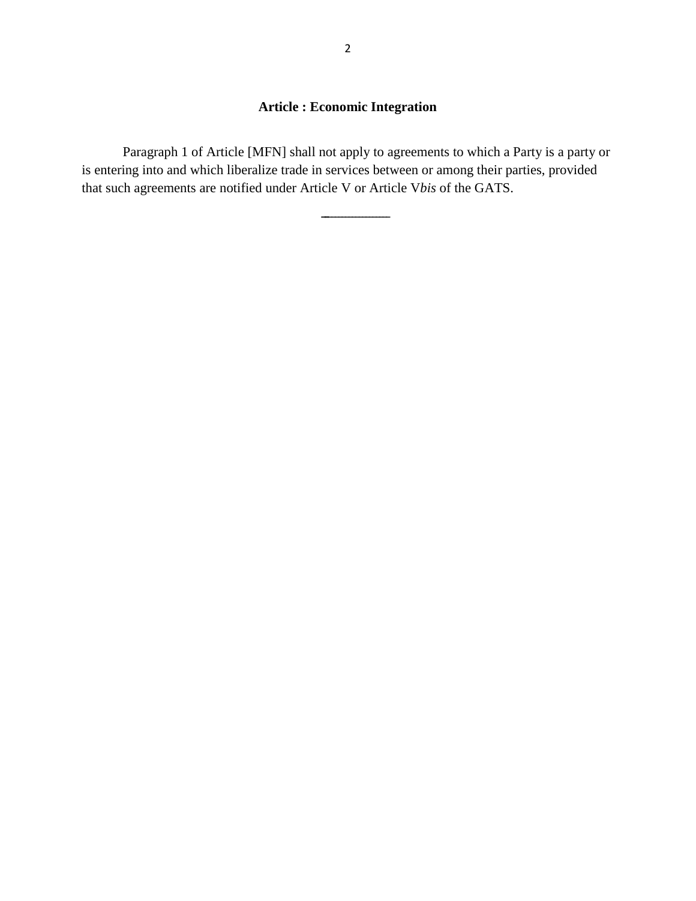## Article : Economic Integration

Paragraph 1 of Article [MFN] shall not apply to agreements to which a Party is a party or is entering into and which liberalize trade in services between or among their parties, provided that such agreements are notified under Article V or Article V*bis* of the GATS.

__________